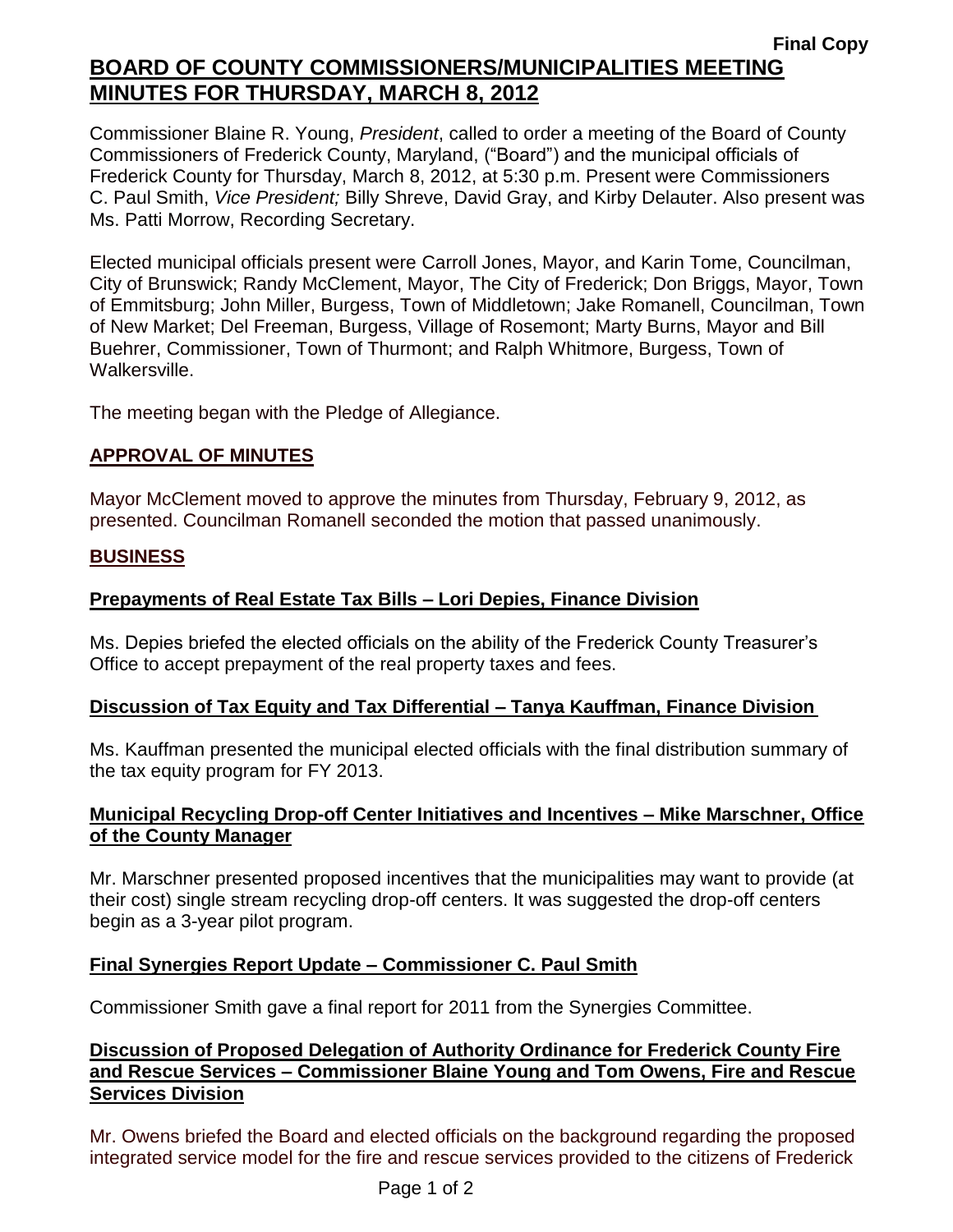**Final Copy**

# BOARD OF COUNTY COMMISSIONERS/MUNICIPALITIES MEETING MINUTES FOR THURSDAY, MARCH 8, 2012

Commissioner Blaine R. Young, *President*, called to order a meeting of the Board of County Commissioners of Frederick County, Maryland, ("Board") and the municipal officials of Frederick County for Thursday, March 8, 2012, at 5:30 p.m. Present were Commissioners C. Paul Smith, *Vice President;* Billy Shreve, David Gray, and Kirby Delauter. Also present was Ms. Patti Morrow, Recording Secretary.

Elected municipal officials present were Carroll Jones, Mayor, and Karin Tome, Councilman, City of Brunswick; Randy McClement, Mayor, The City of Frederick; Don Briggs, Mayor, Town of Emmitsburg; John Miller, Burgess, Town of Middletown; Jake Romanell, Councilman, Town of New Market; Del Freeman, Burgess, Village of Rosemont; Marty Burns, Mayor and Bill Buehrer, Commissioner, Town of Thurmont; and Ralph Whitmore, Burgess, Town of Walkersville.

The meeting began with the Pledge of Allegiance.

## APPROVAL OF MINUTES

Mayor McClement moved to approve the minutes from Thursday, February 9, 2012, as presented. Councilman Romanell seconded the motion that passed unanimously.

## BUSINESS

### Prepayments of Real Estate Tax Bills – Lori Depies, Finance Division

Ms. Depies briefed the elected officials on the ability of the Frederick County Treasurer's Office to accept prepayment of the real property taxes and fees.

### Discussion of Tax Equity and Tax Differential – Tanya Kauffman, Finance Division

Ms. Kauffman presented the municipal elected officials with the final distribution summary of the tax equity program for FY 2013.

### Municipal Recycling Drop-off Center Initiatives and Incentives – Mike Marschner, Office of the County Manager

Mr. Marschner presented proposed incentives that the municipalities may want to provide (at their cost) single stream recycling drop-off centers. It was suggested the drop-off centers begin as a 3-year pilot program.

### Final Synergies Report Update – Commissioner C. Paul Smith

Commissioner Smith gave a final report for 2011 from the Synergies Committee.

### Discussion of Proposed Delegation of Authority Ordinance for Frederick County Fire and Rescue Services – Commissioner Blaine Young and Tom Owens, Fire and Rescue Services Division

Mr. Owens briefed the Board and elected officials on the background regarding the proposed integrated service model for the fire and rescue services provided to the citizens of Frederick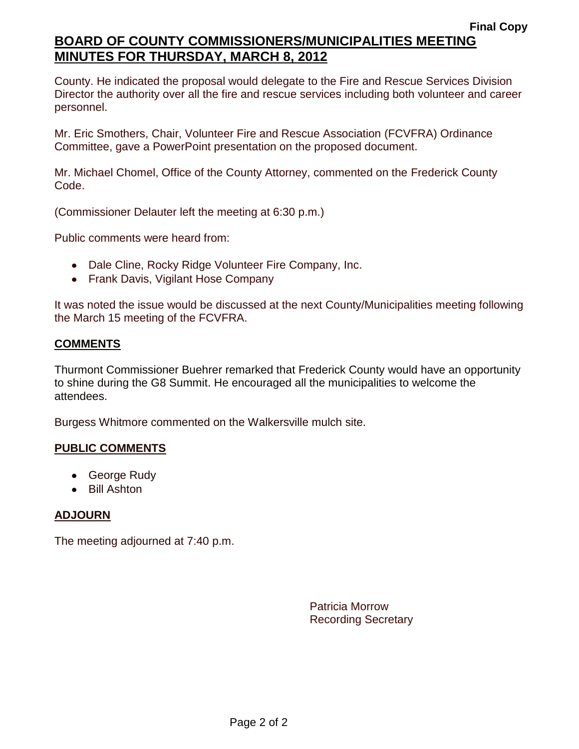County. He indicated the proposal would delegate to the Fire and Rescue Services Division Director the authority over all the fire and rescue services including both volunteer and career personnel.

Mr. Eric Smothers, Chair, Volunteer Fire and Rescue Association (FCVFRA) Ordinance Committee, gave a PowerPoint presentation on the proposed document.

Mr. Michael Chomel, Office of the County Attorney, commented on the Frederick County Code.

(Commissioner Delauter left the meeting at 6:30 p.m.)

Public comments were heard from:

- Dale Cline, Rocky Ridge Volunteer Fire Company, Inc.
- Frank Davis, Vigilant Hose Company

It was noted the issue would be discussed at the next County/Municipalities meeting following the March 15 meeting of the FCVFRA.

## COMMENTS

Thurmont Commissioner Buehrer remarked that Frederick County would have an opportunity to shine during the G8 Summit. He encouraged all the municipalities to welcome the attendees.

Burgess Whitmore commented on the Walkersville mulch site.

## PUBLIC COMMENTS

- George Rudy
- Bill Ashton

## ADJOURN

The meeting adjourned at 7:40 p.m.

Patricia Morrow
Recording Secretary